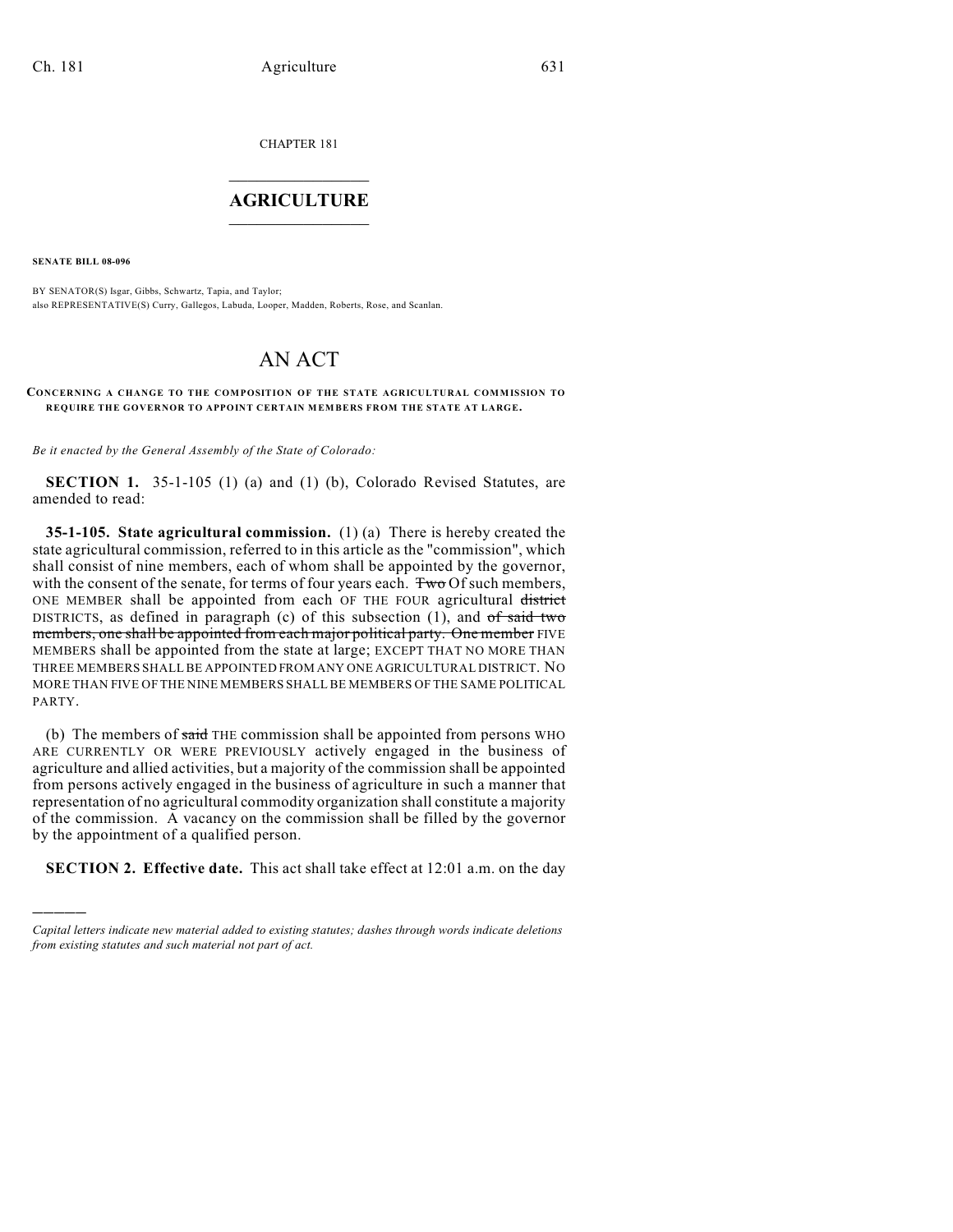CHAPTER 181

# AGRICULTURE

**SENATE BILL 08-096**

BY SENATOR(S) Isgar, Gibbs, Schwartz, Tapia, and Taylor;
also REPRESENTATIVE(S) Curry, Gallegos, Labuda, Looper, Madden, Roberts, Rose, and Scanlan.

# AN ACT

**CONCERNING A CHANGE TO THE COMPOSITION OF THE STATE AGRICULTURAL COMMISSION TO REQUIRE THE GOVERNOR TO APPOINT CERTAIN MEMBERS FROM THE STATE AT LARGE.**

*Be it enacted by the General Assembly of the State of Colorado:*

**SECTION 1.** 35-1-105 (1) (a) and (1) (b), Colorado Revised Statutes, are amended to read:

**35-1-105. State agricultural commission.** (1) (a) There is hereby created the state agricultural commission, referred to in this article as the "commission", which shall consist of nine members, each of whom shall be appointed by the governor, with the consent of the senate, for terms of four years each. ~~Two~~ Of such members, ONE MEMBER shall be appointed from each OF THE FOUR agricultural ~~district~~ DISTRICTS, as defined in paragraph (c) of this subsection (1), and ~~of said two members, one shall be appointed from each major political party. One member~~ FIVE MEMBERS shall be appointed from the state at large; EXCEPT THAT NO MORE THAN THREE MEMBERS SHALL BE APPOINTED FROM ANY ONE AGRICULTURAL DISTRICT. NO MORE THAN FIVE OF THE NINE MEMBERS SHALL BE MEMBERS OF THE SAME POLITICAL PARTY.

(b) The members of ~~said~~ THE commission shall be appointed from persons WHO ARE CURRENTLY OR WERE PREVIOUSLY actively engaged in the business of agriculture and allied activities, but a majority of the commission shall be appointed from persons actively engaged in the business of agriculture in such a manner that representation of no agricultural commodity organization shall constitute a majority of the commission. A vacancy on the commission shall be filled by the governor by the appointment of a qualified person.

**SECTION 2. Effective date.** This act shall take effect at 12:01 a.m. on the day

*Capital letters indicate new material added to existing statutes; dashes through words indicate deletions from existing statutes and such material not part of act.*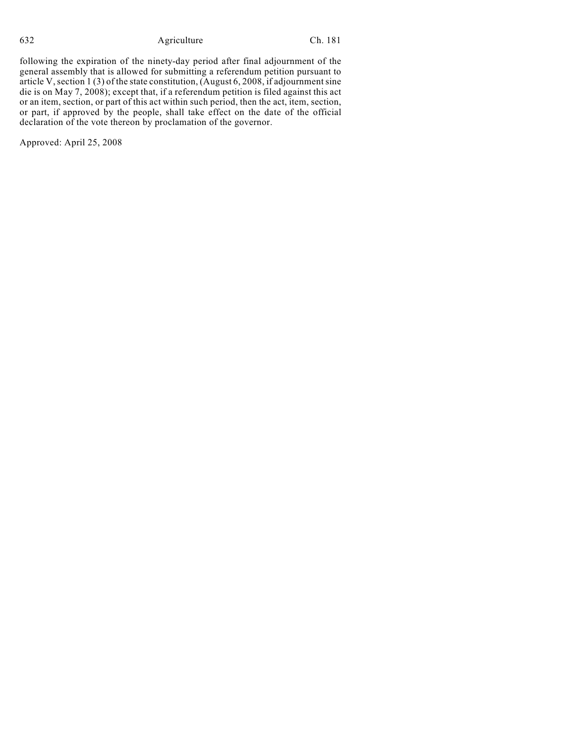following the expiration of the ninety-day period after final adjournment of the general assembly that is allowed for submitting a referendum petition pursuant to article V, section 1 (3) of the state constitution, (August 6, 2008, if adjournment sine die is on May 7, 2008); except that, if a referendum petition is filed against this act or an item, section, or part of this act within such period, then the act, item, section, or part, if approved by the people, shall take effect on the date of the official declaration of the vote thereon by proclamation of the governor.

Approved: April 25, 2008